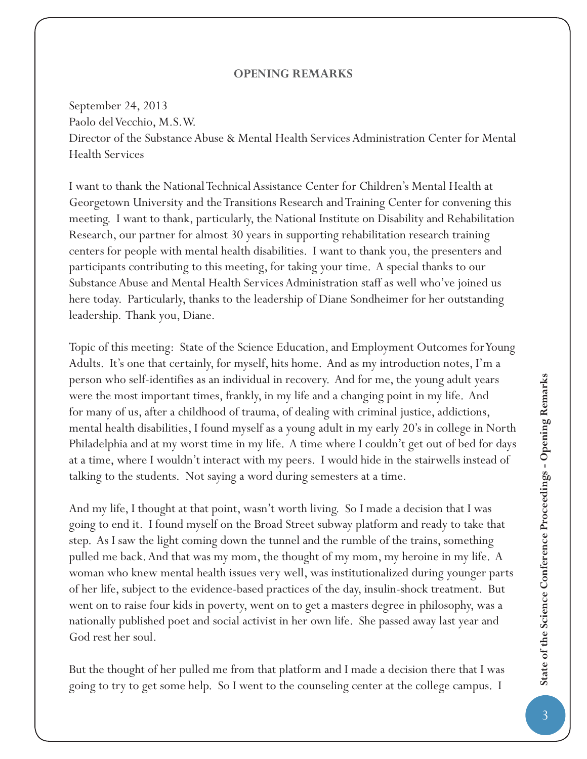## OPENING REMARKS

September 24, 2013
Paolo del Vecchio, M.S.W.
Director of the Substance Abuse & Mental Health Services Administration Center for Mental Health Services

I want to thank the National Technical Assistance Center for Children's Mental Health at Georgetown University and the Transitions Research and Training Center for convening this meeting. I want to thank, particularly, the National Institute on Disability and Rehabilitation Research, our partner for almost 30 years in supporting rehabilitation research training centers for people with mental health disabilities. I want to thank you, the presenters and participants contributing to this meeting, for taking your time. A special thanks to our Substance Abuse and Mental Health Services Administration staff as well who've joined us here today. Particularly, thanks to the leadership of Diane Sondheimer for her outstanding leadership. Thank you, Diane.

Topic of this meeting: State of the Science Education, and Employment Outcomes for Young Adults. It's one that certainly, for myself, hits home. And as my introduction notes, I'm a person who self-identifies as an individual in recovery. And for me, the young adult years were the most important times, frankly, in my life and a changing point in my life. And for many of us, after a childhood of trauma, of dealing with criminal justice, addictions, mental health disabilities, I found myself as a young adult in my early 20's in college in North Philadelphia and at my worst time in my life. A time where I couldn't get out of bed for days at a time, where I wouldn't interact with my peers. I would hide in the stairwells instead of talking to the students. Not saying a word during semesters at a time.

And my life, I thought at that point, wasn't worth living. So I made a decision that I was going to end it. I found myself on the Broad Street subway platform and ready to take that step. As I saw the light coming down the tunnel and the rumble of the trains, something pulled me back. And that was my mom, the thought of my mom, my heroine in my life. A woman who knew mental health issues very well, was institutionalized during younger parts of her life, subject to the evidence-based practices of the day, insulin-shock treatment. But went on to raise four kids in poverty, went on to get a masters degree in philosophy, was a nationally published poet and social activist in her own life. She passed away last year and God rest her soul.

But the thought of her pulled me from that platform and I made a decision there that I was going to try to get some help. So I went to the counseling center at the college campus. I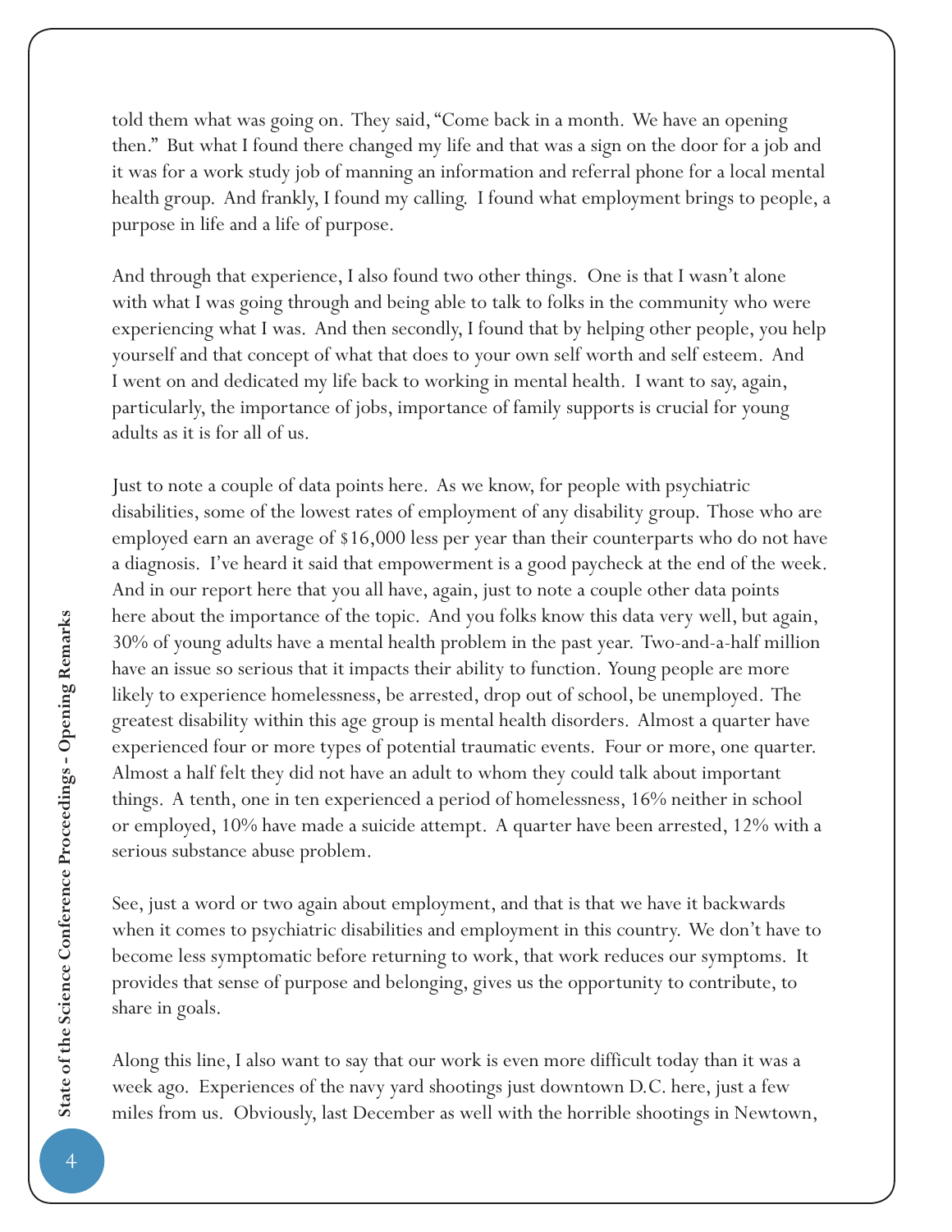told them what was going on. They said, "Come back in a month. We have an opening then." But what I found there changed my life and that was a sign on the door for a job and it was for a work study job of manning an information and referral phone for a local mental health group. And frankly, I found my calling. I found what employment brings to people, a purpose in life and a life of purpose.

And through that experience, I also found two other things. One is that I wasn't alone with what I was going through and being able to talk to folks in the community who were experiencing what I was. And then secondly, I found that by helping other people, you help yourself and that concept of what that does to your own self worth and self esteem. And I went on and dedicated my life back to working in mental health. I want to say, again, particularly, the importance of jobs, importance of family supports is crucial for young adults as it is for all of us.

Just to note a couple of data points here. As we know, for people with psychiatric disabilities, some of the lowest rates of employment of any disability group. Those who are employed earn an average of $16,000 less per year than their counterparts who do not have a diagnosis. I've heard it said that empowerment is a good paycheck at the end of the week. And in our report here that you all have, again, just to note a couple other data points here about the importance of the topic. And you folks know this data very well, but again, 30% of young adults have a mental health problem in the past year. Two-and-a-half million have an issue so serious that it impacts their ability to function. Young people are more likely to experience homelessness, be arrested, drop out of school, be unemployed. The greatest disability within this age group is mental health disorders. Almost a quarter have experienced four or more types of potential traumatic events. Four or more, one quarter. Almost a half felt they did not have an adult to whom they could talk about important things. A tenth, one in ten experienced a period of homelessness, 16% neither in school or employed, 10% have made a suicide attempt. A quarter have been arrested, 12% with a serious substance abuse problem.

See, just a word or two again about employment, and that is that we have it backwards when it comes to psychiatric disabilities and employment in this country. We don't have to become less symptomatic before returning to work, that work reduces our symptoms. It provides that sense of purpose and belonging, gives us the opportunity to contribute, to share in goals.

Along this line, I also want to say that our work is even more difficult today than it was a week ago. Experiences of the navy yard shootings just downtown D.C. here, just a few miles from us. Obviously, last December as well with the horrible shootings in Newtown,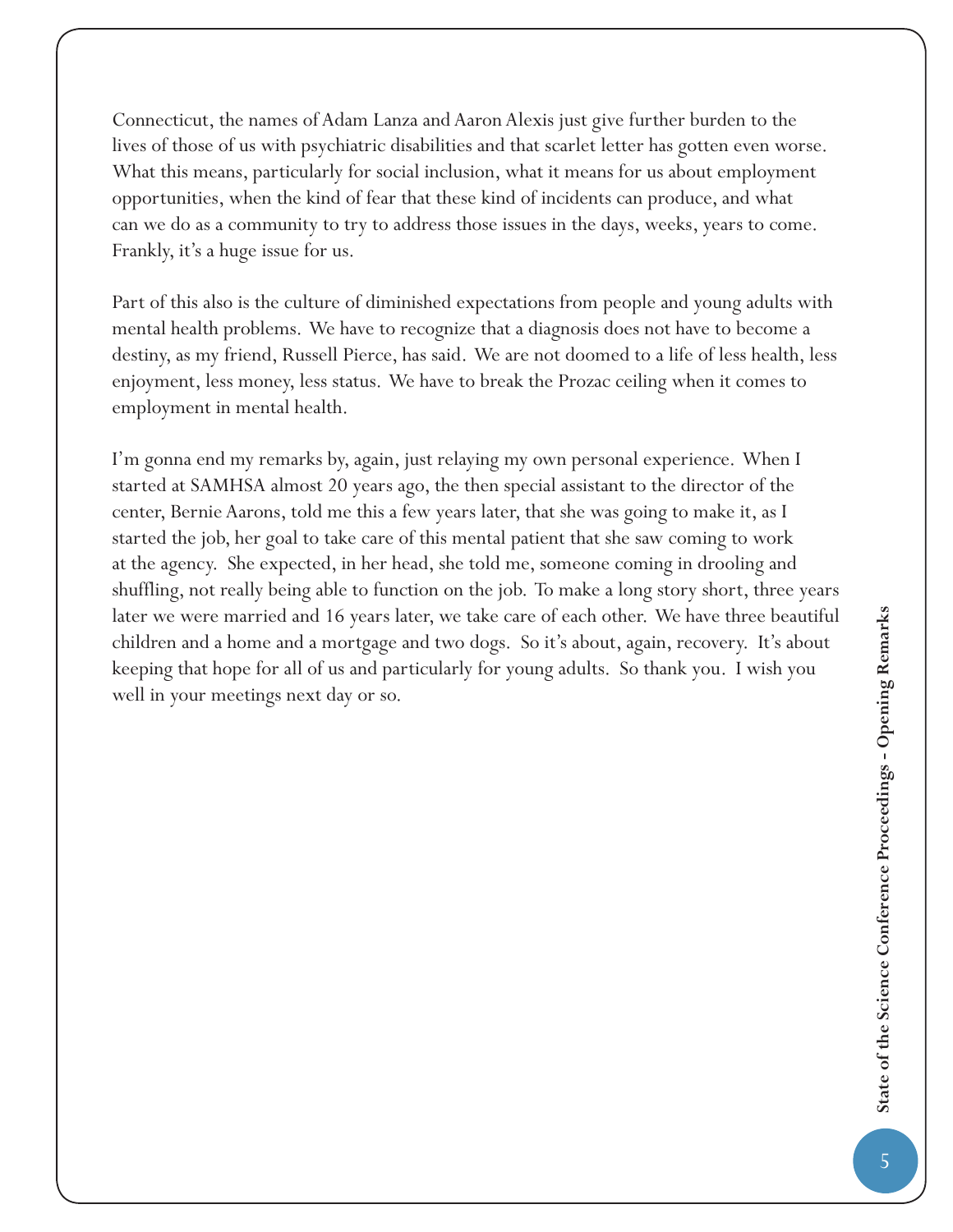Connecticut, the names of Adam Lanza and Aaron Alexis just give further burden to the lives of those of us with psychiatric disabilities and that scarlet letter has gotten even worse. What this means, particularly for social inclusion, what it means for us about employment opportunities, when the kind of fear that these kind of incidents can produce, and what can we do as a community to try to address those issues in the days, weeks, years to come. Frankly, it's a huge issue for us.

Part of this also is the culture of diminished expectations from people and young adults with mental health problems. We have to recognize that a diagnosis does not have to become a destiny, as my friend, Russell Pierce, has said. We are not doomed to a life of less health, less enjoyment, less money, less status. We have to break the Prozac ceiling when it comes to employment in mental health.

I'm gonna end my remarks by, again, just relaying my own personal experience. When I started at SAMHSA almost 20 years ago, the then special assistant to the director of the center, Bernie Aarons, told me this a few years later, that she was going to make it, as I started the job, her goal to take care of this mental patient that she saw coming to work at the agency. She expected, in her head, she told me, someone coming in drooling and shuffling, not really being able to function on the job. To make a long story short, three years later we were married and 16 years later, we take care of each other. We have three beautiful children and a home and a mortgage and two dogs. So it's about, again, recovery. It's about keeping that hope for all of us and particularly for young adults. So thank you. I wish you well in your meetings next day or so.